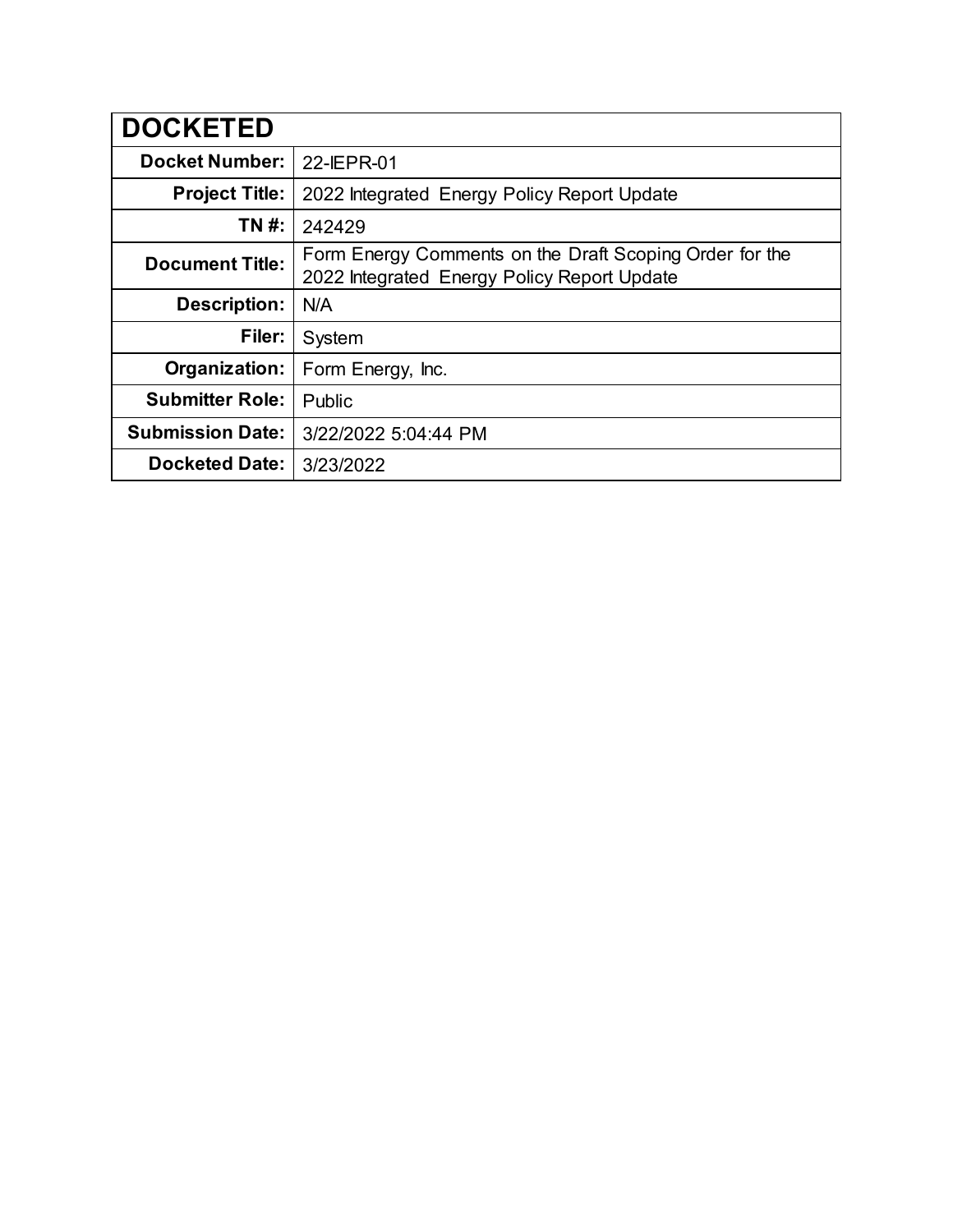| DOCKETED | |
|---|---|
| **Docket Number:** | 22-IEPR-01 |
| **Project Title:** | 2022 Integrated Energy Policy Report Update |
| **TN #:** | 242429 |
| **Document Title:** | Form Energy Comments on the Draft Scoping Order for the 2022 Integrated Energy Policy Report Update |
| **Description:** | N/A |
| **Filer:** | System |
| **Organization:** | Form Energy, Inc. |
| **Submitter Role:** | Public |
| **Submission Date:** | 3/22/2022 5:04:44 PM |
| **Docketed Date:** | 3/23/2022 |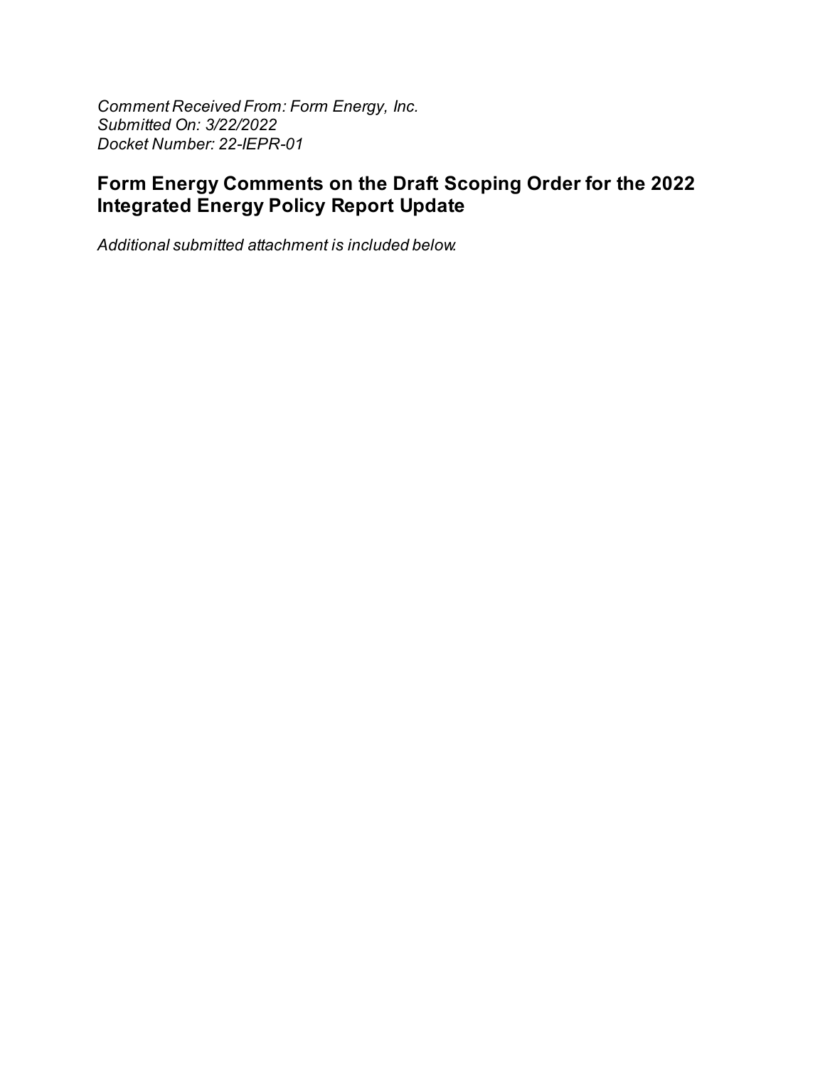*Comment Received From: Form Energy, Inc.*
*Submitted On: 3/22/2022*
*Docket Number: 22-IEPR-01*

## Form Energy Comments on the Draft Scoping Order for the 2022 Integrated Energy Policy Report Update

*Additional submitted attachment is included below.*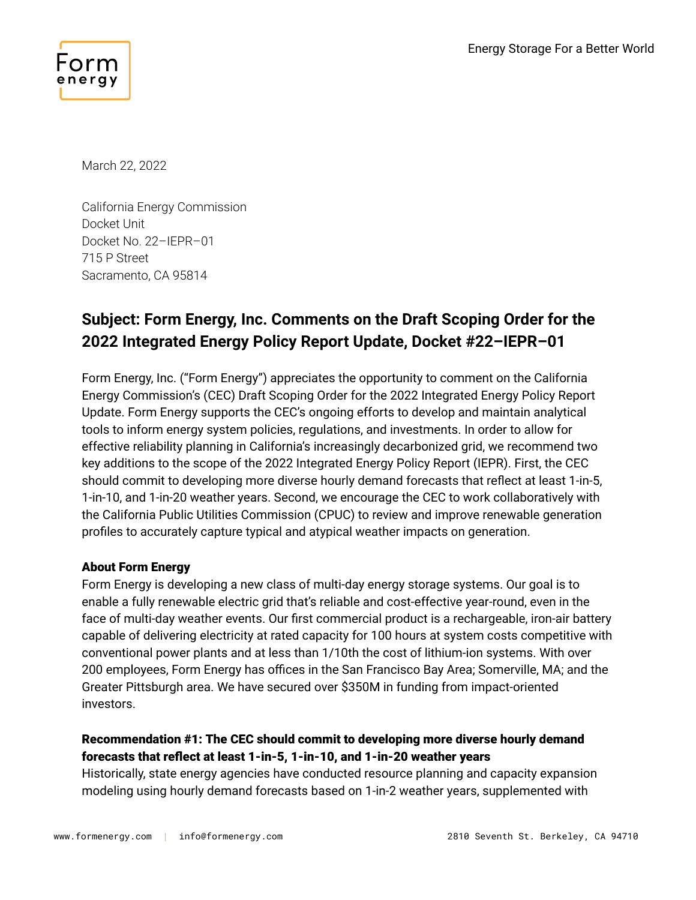March 22, 2022

California Energy Commission
Docket Unit
Docket No. 22–IEPR–01
715 P Street
Sacramento, CA 95814

## Subject: Form Energy, Inc. Comments on the Draft Scoping Order for the 2022 Integrated Energy Policy Report Update, Docket #22–IEPR–01

Form Energy, Inc. ("Form Energy") appreciates the opportunity to comment on the California Energy Commission's (CEC) Draft Scoping Order for the 2022 Integrated Energy Policy Report Update. Form Energy supports the CEC's ongoing efforts to develop and maintain analytical tools to inform energy system policies, regulations, and investments. In order to allow for effective reliability planning in California's increasingly decarbonized grid, we recommend two key additions to the scope of the 2022 Integrated Energy Policy Report (IEPR). First, the CEC should commit to developing more diverse hourly demand forecasts that reflect at least 1-in-5, 1-in-10, and 1-in-20 weather years. Second, we encourage the CEC to work collaboratively with the California Public Utilities Commission (CPUC) to review and improve renewable generation profiles to accurately capture typical and atypical weather impacts on generation.

**About Form Energy**
Form Energy is developing a new class of multi-day energy storage systems. Our goal is to enable a fully renewable electric grid that's reliable and cost-effective year-round, even in the face of multi-day weather events. Our first commercial product is a rechargeable, iron-air battery capable of delivering electricity at rated capacity for 100 hours at system costs competitive with conventional power plants and at less than 1/10th the cost of lithium-ion systems. With over 200 employees, Form Energy has offices in the San Francisco Bay Area; Somerville, MA; and the Greater Pittsburgh area. We have secured over $350M in funding from impact-oriented investors.

**Recommendation #1: The CEC should commit to developing more diverse hourly demand forecasts that reflect at least 1-in-5, 1-in-10, and 1-in-20 weather years**
Historically, state energy agencies have conducted resource planning and capacity expansion modeling using hourly demand forecasts based on 1-in-2 weather years, supplemented with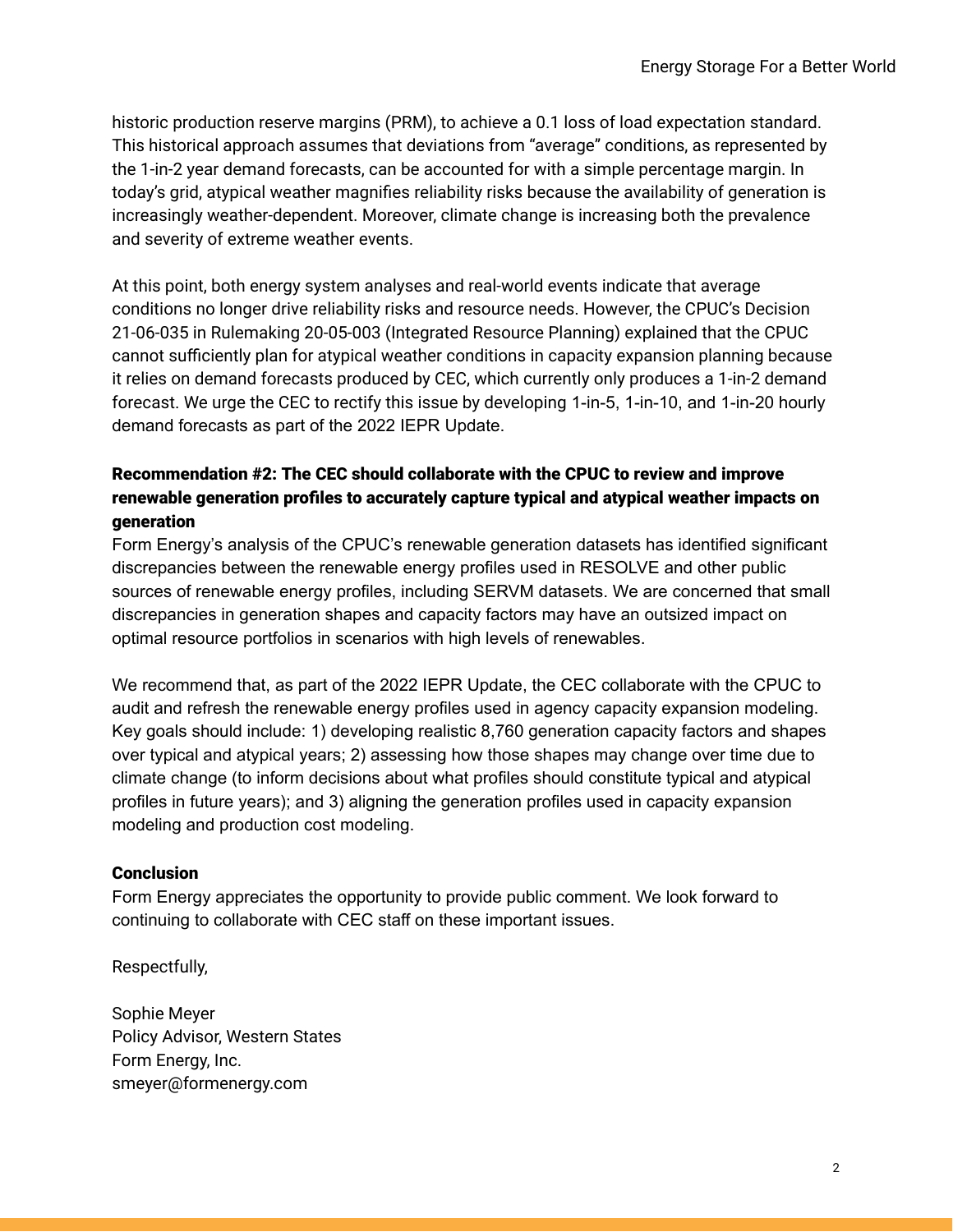historic production reserve margins (PRM), to achieve a 0.1 loss of load expectation standard. This historical approach assumes that deviations from “average” conditions, as represented by the 1-in-2 year demand forecasts, can be accounted for with a simple percentage margin. In today’s grid, atypical weather magnifies reliability risks because the availability of generation is increasingly weather-dependent. Moreover, climate change is increasing both the prevalence and severity of extreme weather events.

At this point, both energy system analyses and real-world events indicate that average conditions no longer drive reliability risks and resource needs. However, the CPUC’s Decision 21-06-035 in Rulemaking 20-05-003 (Integrated Resource Planning) explained that the CPUC cannot sufficiently plan for atypical weather conditions in capacity expansion planning because it relies on demand forecasts produced by CEC, which currently only produces a 1-in-2 demand forecast. We urge the CEC to rectify this issue by developing 1-in-5, 1-in-10, and 1-in-20 hourly demand forecasts as part of the 2022 IEPR Update.

**Recommendation #2: The CEC should collaborate with the CPUC to review and improve renewable generation profiles to accurately capture typical and atypical weather impacts on generation**

Form Energy’s analysis of the CPUC’s renewable generation datasets has identified significant discrepancies between the renewable energy profiles used in RESOLVE and other public sources of renewable energy profiles, including SERVM datasets. We are concerned that small discrepancies in generation shapes and capacity factors may have an outsized impact on optimal resource portfolios in scenarios with high levels of renewables.

We recommend that, as part of the 2022 IEPR Update, the CEC collaborate with the CPUC to audit and refresh the renewable energy profiles used in agency capacity expansion modeling. Key goals should include: 1) developing realistic 8,760 generation capacity factors and shapes over typical and atypical years; 2) assessing how those shapes may change over time due to climate change (to inform decisions about what profiles should constitute typical and atypical profiles in future years); and 3) aligning the generation profiles used in capacity expansion modeling and production cost modeling.

**Conclusion**

Form Energy appreciates the opportunity to provide public comment. We look forward to continuing to collaborate with CEC staff on these important issues.

Respectfully,

Sophie Meyer
Policy Advisor, Western States
Form Energy, Inc.
smeyer@formenergy.com